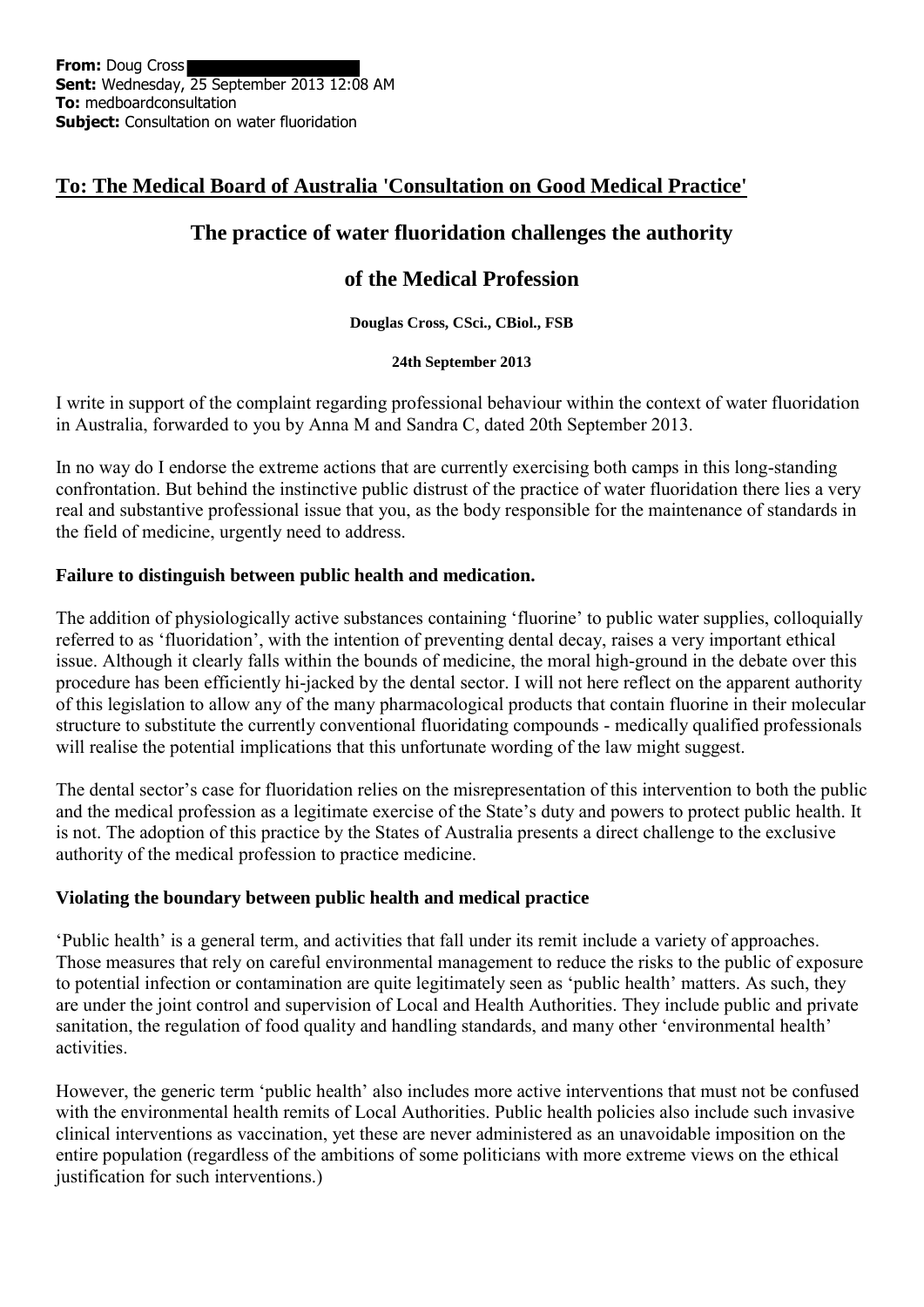**From:** Doug Cross
**Sent:** Wednesday, 25 September 2013 12:08 AM
**To:** medboardconsultation
**Subject:** Consultation on water fluoridation

## To: The Medical Board of Australia 'Consultation on Good Medical Practice'

# The practice of water fluoridation challenges the authority of the Medical Profession

**Douglas Cross, CSci., CBiol., FSB**

**24th September 2013**

I write in support of the complaint regarding professional behaviour within the context of water fluoridation in Australia, forwarded to you by Anna M and Sandra C, dated 20th September 2013.

In no way do I endorse the extreme actions that are currently exercising both camps in this long-standing confrontation. But behind the instinctive public distrust of the practice of water fluoridation there lies a very real and substantive professional issue that you, as the body responsible for the maintenance of standards in the field of medicine, urgently need to address.

### Failure to distinguish between public health and medication.

The addition of physiologically active substances containing 'fluorine' to public water supplies, colloquially referred to as 'fluoridation', with the intention of preventing dental decay, raises a very important ethical issue. Although it clearly falls within the bounds of medicine, the moral high-ground in the debate over this procedure has been efficiently hi-jacked by the dental sector. I will not here reflect on the apparent authority of this legislation to allow any of the many pharmacological products that contain fluorine in their molecular structure to substitute the currently conventional fluoridating compounds - medically qualified professionals will realise the potential implications that this unfortunate wording of the law might suggest.

The dental sector's case for fluoridation relies on the misrepresentation of this intervention to both the public and the medical profession as a legitimate exercise of the State's duty and powers to protect public health. It is not. The adoption of this practice by the States of Australia presents a direct challenge to the exclusive authority of the medical profession to practice medicine.

### Violating the boundary between public health and medical practice

'Public health' is a general term, and activities that fall under its remit include a variety of approaches. Those measures that rely on careful environmental management to reduce the risks to the public of exposure to potential infection or contamination are quite legitimately seen as 'public health' matters. As such, they are under the joint control and supervision of Local and Health Authorities. They include public and private sanitation, the regulation of food quality and handling standards, and many other 'environmental health' activities.

However, the generic term 'public health' also includes more active interventions that must not be confused with the environmental health remits of Local Authorities. Public health policies also include such invasive clinical interventions as vaccination, yet these are never administered as an unavoidable imposition on the entire population (regardless of the ambitions of some politicians with more extreme views on the ethical justification for such interventions.)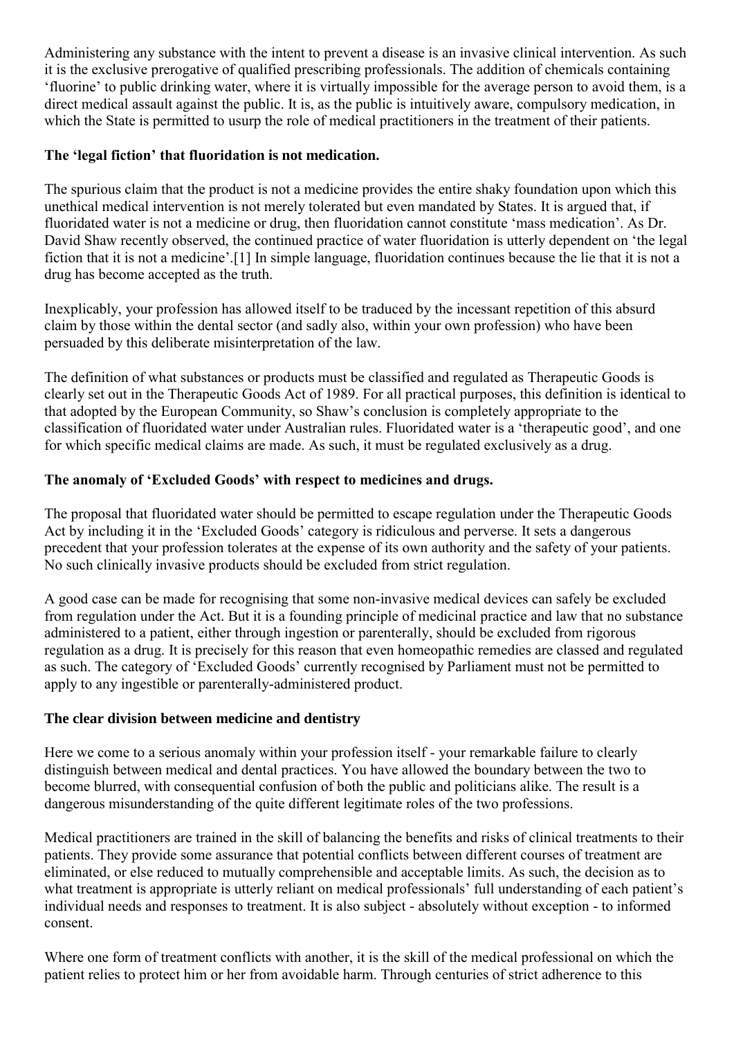Administering any substance with the intent to prevent a disease is an invasive clinical intervention. As such it is the exclusive prerogative of qualified prescribing professionals. The addition of chemicals containing 'fluorine' to public drinking water, where it is virtually impossible for the average person to avoid them, is a direct medical assault against the public. It is, as the public is intuitively aware, compulsory medication, in which the State is permitted to usurp the role of medical practitioners in the treatment of their patients.

### The 'legal fiction' that fluoridation is not medication.

The spurious claim that the product is not a medicine provides the entire shaky foundation upon which this unethical medical intervention is not merely tolerated but even mandated by States. It is argued that, if fluoridated water is not a medicine or drug, then fluoridation cannot constitute 'mass medication'. As Dr. David Shaw recently observed, the continued practice of water fluoridation is utterly dependent on 'the legal fiction that it is not a medicine'.[1] In simple language, fluoridation continues because the lie that it is not a drug has become accepted as the truth.

Inexplicably, your profession has allowed itself to be traduced by the incessant repetition of this absurd claim by those within the dental sector (and sadly also, within your own profession) who have been persuaded by this deliberate misinterpretation of the law.

The definition of what substances or products must be classified and regulated as Therapeutic Goods is clearly set out in the Therapeutic Goods Act of 1989. For all practical purposes, this definition is identical to that adopted by the European Community, so Shaw's conclusion is completely appropriate to the classification of fluoridated water under Australian rules. Fluoridated water is a 'therapeutic good', and one for which specific medical claims are made. As such, it must be regulated exclusively as a drug.

### The anomaly of 'Excluded Goods' with respect to medicines and drugs.

The proposal that fluoridated water should be permitted to escape regulation under the Therapeutic Goods Act by including it in the 'Excluded Goods' category is ridiculous and perverse. It sets a dangerous precedent that your profession tolerates at the expense of its own authority and the safety of your patients. No such clinically invasive products should be excluded from strict regulation.

A good case can be made for recognising that some non-invasive medical devices can safely be excluded from regulation under the Act. But it is a founding principle of medicinal practice and law that no substance administered to a patient, either through ingestion or parenterally, should be excluded from rigorous regulation as a drug. It is precisely for this reason that even homeopathic remedies are classed and regulated as such. The category of 'Excluded Goods' currently recognised by Parliament must not be permitted to apply to any ingestible or parenterally-administered product.

### The clear division between medicine and dentistry

Here we come to a serious anomaly within your profession itself - your remarkable failure to clearly distinguish between medical and dental practices. You have allowed the boundary between the two to become blurred, with consequential confusion of both the public and politicians alike. The result is a dangerous misunderstanding of the quite different legitimate roles of the two professions.

Medical practitioners are trained in the skill of balancing the benefits and risks of clinical treatments to their patients. They provide some assurance that potential conflicts between different courses of treatment are eliminated, or else reduced to mutually comprehensible and acceptable limits. As such, the decision as to what treatment is appropriate is utterly reliant on medical professionals' full understanding of each patient's individual needs and responses to treatment. It is also subject - absolutely without exception - to informed consent.

Where one form of treatment conflicts with another, it is the skill of the medical professional on which the patient relies to protect him or her from avoidable harm. Through centuries of strict adherence to this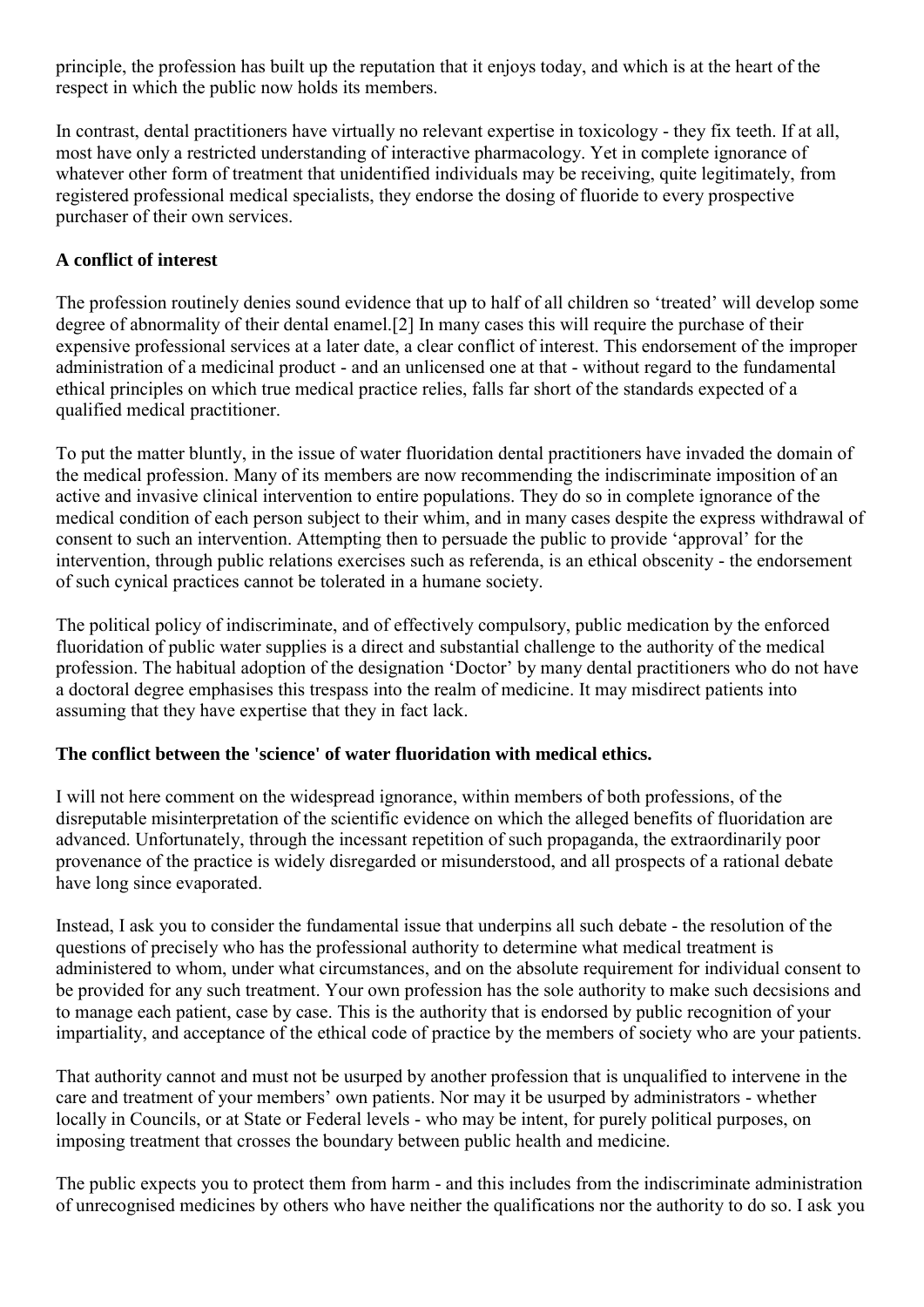principle, the profession has built up the reputation that it enjoys today, and which is at the heart of the respect in which the public now holds its members.

In contrast, dental practitioners have virtually no relevant expertise in toxicology - they fix teeth. If at all, most have only a restricted understanding of interactive pharmacology. Yet in complete ignorance of whatever other form of treatment that unidentified individuals may be receiving, quite legitimately, from registered professional medical specialists, they endorse the dosing of fluoride to every prospective purchaser of their own services.

**A conflict of interest**

The profession routinely denies sound evidence that up to half of all children so 'treated' will develop some degree of abnormality of their dental enamel.[2] In many cases this will require the purchase of their expensive professional services at a later date, a clear conflict of interest. This endorsement of the improper administration of a medicinal product - and an unlicensed one at that - without regard to the fundamental ethical principles on which true medical practice relies, falls far short of the standards expected of a qualified medical practitioner.

To put the matter bluntly, in the issue of water fluoridation dental practitioners have invaded the domain of the medical profession. Many of its members are now recommending the indiscriminate imposition of an active and invasive clinical intervention to entire populations. They do so in complete ignorance of the medical condition of each person subject to their whim, and in many cases despite the express withdrawal of consent to such an intervention. Attempting then to persuade the public to provide 'approval' for the intervention, through public relations exercises such as referenda, is an ethical obscenity - the endorsement of such cynical practices cannot be tolerated in a humane society.

The political policy of indiscriminate, and of effectively compulsory, public medication by the enforced fluoridation of public water supplies is a direct and substantial challenge to the authority of the medical profession. The habitual adoption of the designation 'Doctor' by many dental practitioners who do not have a doctoral degree emphasises this trespass into the realm of medicine. It may misdirect patients into assuming that they have expertise that they in fact lack.

**The conflict between the 'science' of water fluoridation with medical ethics.**

I will not here comment on the widespread ignorance, within members of both professions, of the disreputable misinterpretation of the scientific evidence on which the alleged benefits of fluoridation are advanced. Unfortunately, through the incessant repetition of such propaganda, the extraordinarily poor provenance of the practice is widely disregarded or misunderstood, and all prospects of a rational debate have long since evaporated.

Instead, I ask you to consider the fundamental issue that underpins all such debate - the resolution of the questions of precisely who has the professional authority to determine what medical treatment is administered to whom, under what circumstances, and on the absolute requirement for individual consent to be provided for any such treatment. Your own profession has the sole authority to make such decsisions and to manage each patient, case by case. This is the authority that is endorsed by public recognition of your impartiality, and acceptance of the ethical code of practice by the members of society who are your patients.

That authority cannot and must not be usurped by another profession that is unqualified to intervene in the care and treatment of your members' own patients. Nor may it be usurped by administrators - whether locally in Councils, or at State or Federal levels - who may be intent, for purely political purposes, on imposing treatment that crosses the boundary between public health and medicine.

The public expects you to protect them from harm - and this includes from the indiscriminate administration of unrecognised medicines by others who have neither the qualifications nor the authority to do so. I ask you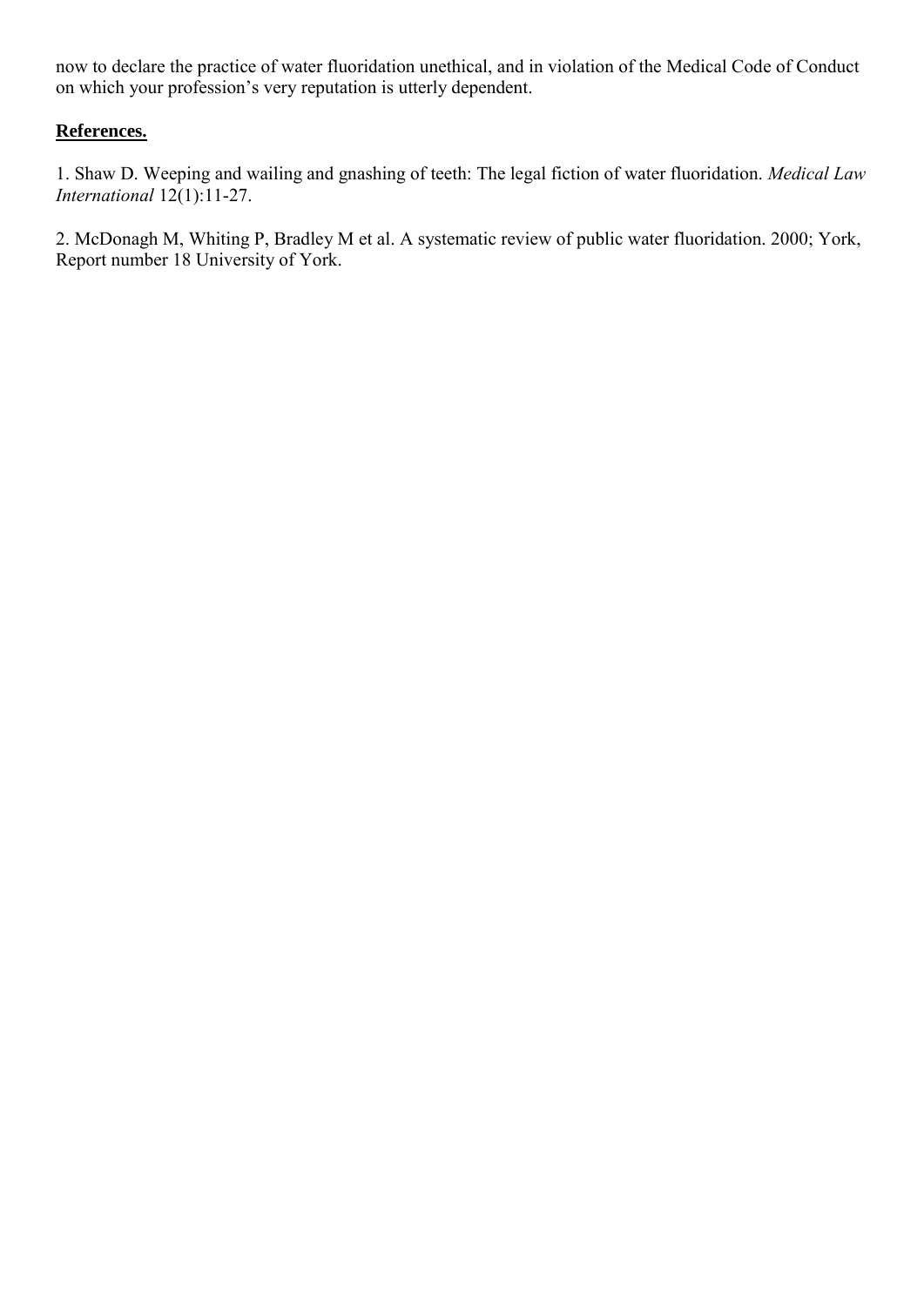now to declare the practice of water fluoridation unethical, and in violation of the Medical Code of Conduct on which your profession's very reputation is utterly dependent.

## References.

1. Shaw D. Weeping and wailing and gnashing of teeth: The legal fiction of water fluoridation. *Medical Law International* 12(1):11-27.

2. McDonagh M, Whiting P, Bradley M et al. A systematic review of public water fluoridation. 2000; York, Report number 18 University of York.